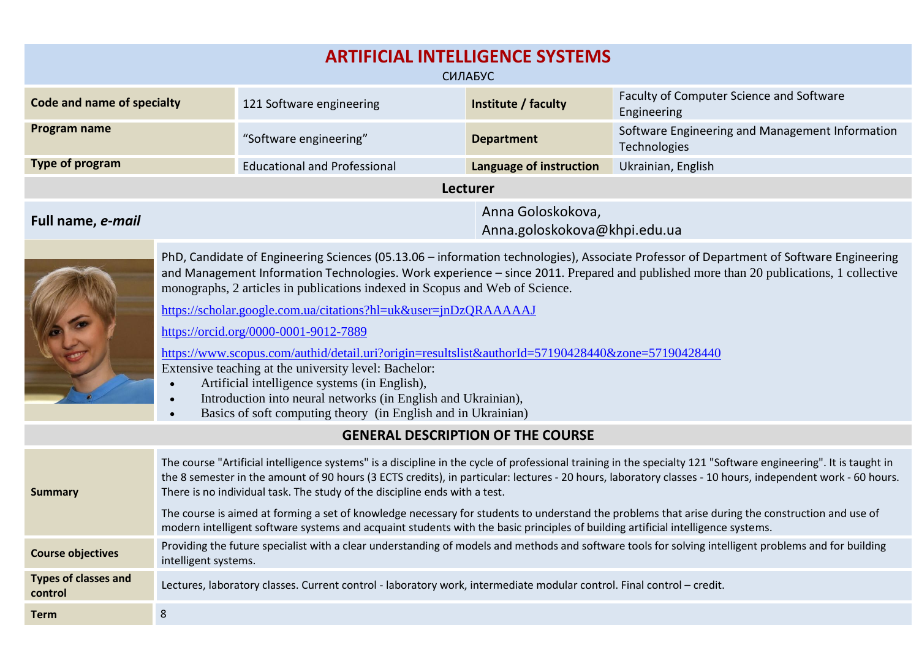# ARTIFICIAL INTELLIGENCE SYSTEMS

СИЛАБУС

| Code and name of specialty | 121 Software engineering | Institute / faculty | Faculty of Computer Science and Software Engineering |
|---|---|---|---|
| Program name | “Software engineering” | Department | Software Engineering and Management Information Technologies |
| Type of program | Educational and Professional | Language of instruction | Ukrainian, English |

## Lecturer

**Full name, *e-mail***: Anna Goloskokova, Anna.goloskokova@khpi.edu.ua

PhD, Candidate of Engineering Sciences (05.13.06 – information technologies), Associate Professor of Department of Software Engineering and Management Information Technologies. Work experience – since 2011. Prepared and published more than 20 publications, 1 collective monographs, 2 articles in publications indexed in Scopus and Web of Science.

https://scholar.google.com.ua/citations?hl=uk&user=jnDzQRAAAAAJ

https://orcid.org/0000-0001-9012-7889

https://www.scopus.com/authid/detail.uri?origin=resultslist&authorId=57190428440&zone=57190428440

Extensive teaching at the university level: Bachelor:

- Artificial intelligence systems (in English),
- Introduction into neural networks (in English and Ukrainian),
- Basics of soft computing theory (in English and in Ukrainian)

## GENERAL DESCRIPTION OF THE COURSE

| | |
|---|---|
| **Summary** | The course "Artificial intelligence systems" is a discipline in the cycle of professional training in the specialty 121 "Software engineering". It is taught in the 8 semester in the amount of 90 hours (3 ECTS credits), in particular: lectures - 20 hours, laboratory classes - 10 hours, independent work - 60 hours. There is no individual task. The study of the discipline ends with a test.<br><br>The course is aimed at forming a set of knowledge necessary for students to understand the problems that arise during the construction and use of modern intelligent software systems and acquaint students with the basic principles of building artificial intelligence systems. |
| **Course objectives** | Providing the future specialist with a clear understanding of models and methods and software tools for solving intelligent problems and for building intelligent systems. |
| **Types of classes and control** | Lectures, laboratory classes. Current control - laboratory work, intermediate modular control. Final control – credit. |
| **Term** | 8 |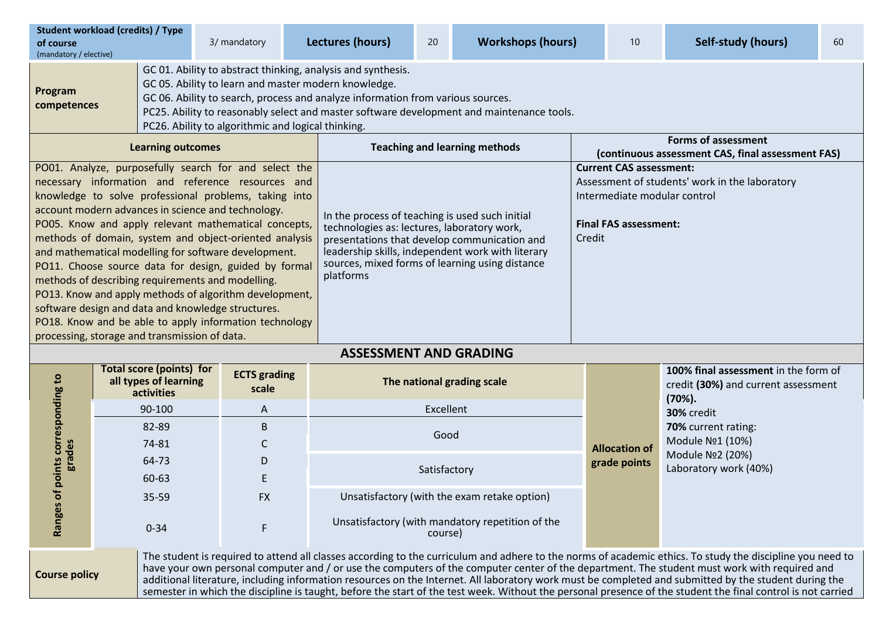| Student workload (credits) / Type of course (mandatory / elective) | 3/ mandatory | Lectures (hours) | 20 | Workshops (hours) | 10 | Self-study (hours) | 60 |
|---|---|---|---|---|---|---|---|

| Program competences | |
|---|---|
| | GC 01. Ability to abstract thinking, analysis and synthesis.<br>GC 05. Ability to learn and master modern knowledge.<br>GC 06. Ability to search, process and analyze information from various sources.<br>PC25. Ability to reasonably select and master software development and maintenance tools.<br>PC26. Ability to algorithmic and logical thinking. |

| Learning outcomes | Teaching and learning methods | Forms of assessment (continuous assessment CAS, final assessment FAS) |
|---|---|---|
| PO01. Analyze, purposefully search for and select the necessary information and reference resources and knowledge to solve professional problems, taking into account modern advances in science and technology.<br>PO05. Know and apply relevant mathematical concepts, methods of domain, system and object-oriented analysis and mathematical modelling for software development.<br>PO11. Choose source data for design, guided by formal methods of describing requirements and modelling.<br>PO13. Know and apply methods of algorithm development, software design and data and knowledge structures.<br>PO18. Know and be able to apply information technology processing, storage and transmission of data. | In the process of teaching is used such initial technologies as: lectures, laboratory work, presentations that develop communication and leadership skills, independent work with literary sources, mixed forms of learning using distance platforms | **Current CAS assessment:**<br>Assessment of students' work in the laboratory<br>Intermediate modular control<br><br>**Final FAS assessment:**<br>Credit |

## ASSESSMENT AND GRADING

| Ranges of points corresponding to grades | Total score (points) for all types of learning activities | ECTS grading scale | The national grading scale | Allocation of grade points | |
|---|---|---|---|---|---|
| | 90-100 | A | Excellent | | **100% final assessment** in the form of credit **(30%)** and current assessment **(70%).**<br>**30%** credit<br>**70%** current rating:<br>Module №1 (10%)<br>Module №2 (20%)<br>Laboratory work (40%) |
| | 82-89 | B | Good | | |
| | 74-81 | C | | | |
| | 64-73 | D | Satisfactory | | |
| | 60-63 | E | | | |
| | 35-59 | FX | Unsatisfactory (with the exam retake option) | | |
| | 0-34 | F | Unsatisfactory (with mandatory repetition of the course) | | |

| Course policy | |
|---|---|
| | The student is required to attend all classes according to the curriculum and adhere to the norms of academic ethics. To study the discipline you need to have your own personal computer and / or use the computers of the computer center of the department. The student must work with required and additional literature, including information resources on the Internet. All laboratory work must be completed and submitted by the student during the semester in which the discipline is taught, before the start of the test week. Without the personal presence of the student the final control is not carried |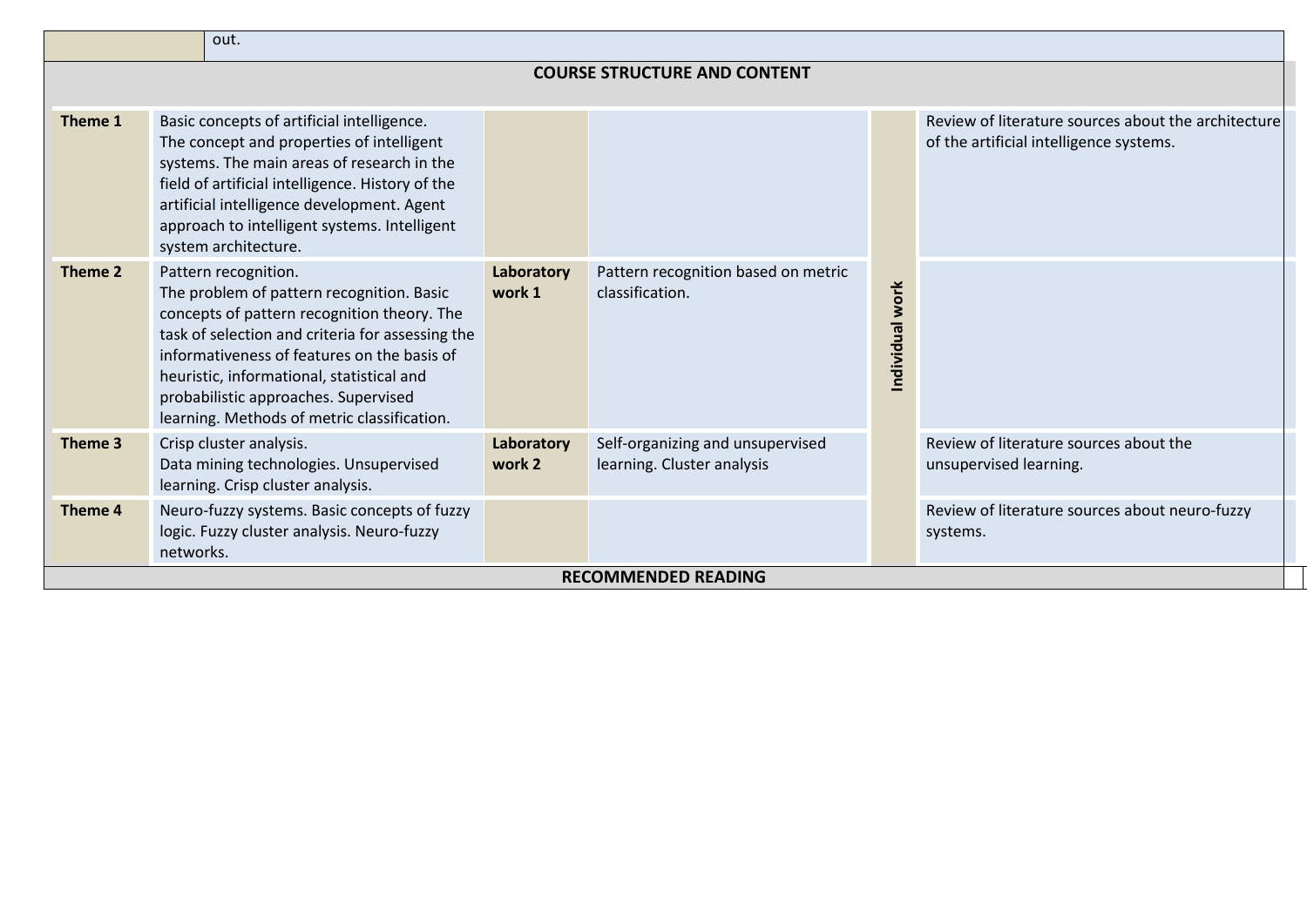| | out. |
|---|---|

## COURSE STRUCTURE AND CONTENT

| | | | | | |
|---|---|---|---|---|---|
| **Theme 1** | Basic concepts of artificial intelligence.<br>The concept and properties of intelligent systems. The main areas of research in the field of artificial intelligence. History of the artificial intelligence development. Agent approach to intelligent systems. Intelligent system architecture. | | | **Individual work** | Review of literature sources about the architecture of the artificial intelligence systems. |
| **Theme 2** | Pattern recognition.<br>The problem of pattern recognition. Basic concepts of pattern recognition theory. The task of selection and criteria for assessing the informativeness of features on the basis of heuristic, informational, statistical and probabilistic approaches. Supervised learning. Methods of metric classification. | **Laboratory work 1** | Pattern recognition based on metric classification. | | |
| **Theme 3** | Crisp cluster analysis.<br>Data mining technologies. Unsupervised learning. Crisp cluster analysis. | **Laboratory work 2** | Self-organizing and unsupervised learning. Cluster analysis | | Review of literature sources about the unsupervised learning. |
| **Theme 4** | Neuro-fuzzy systems. Basic concepts of fuzzy logic. Fuzzy cluster analysis. Neuro-fuzzy networks. | | | | Review of literature sources about neuro-fuzzy systems. |

## RECOMMENDED READING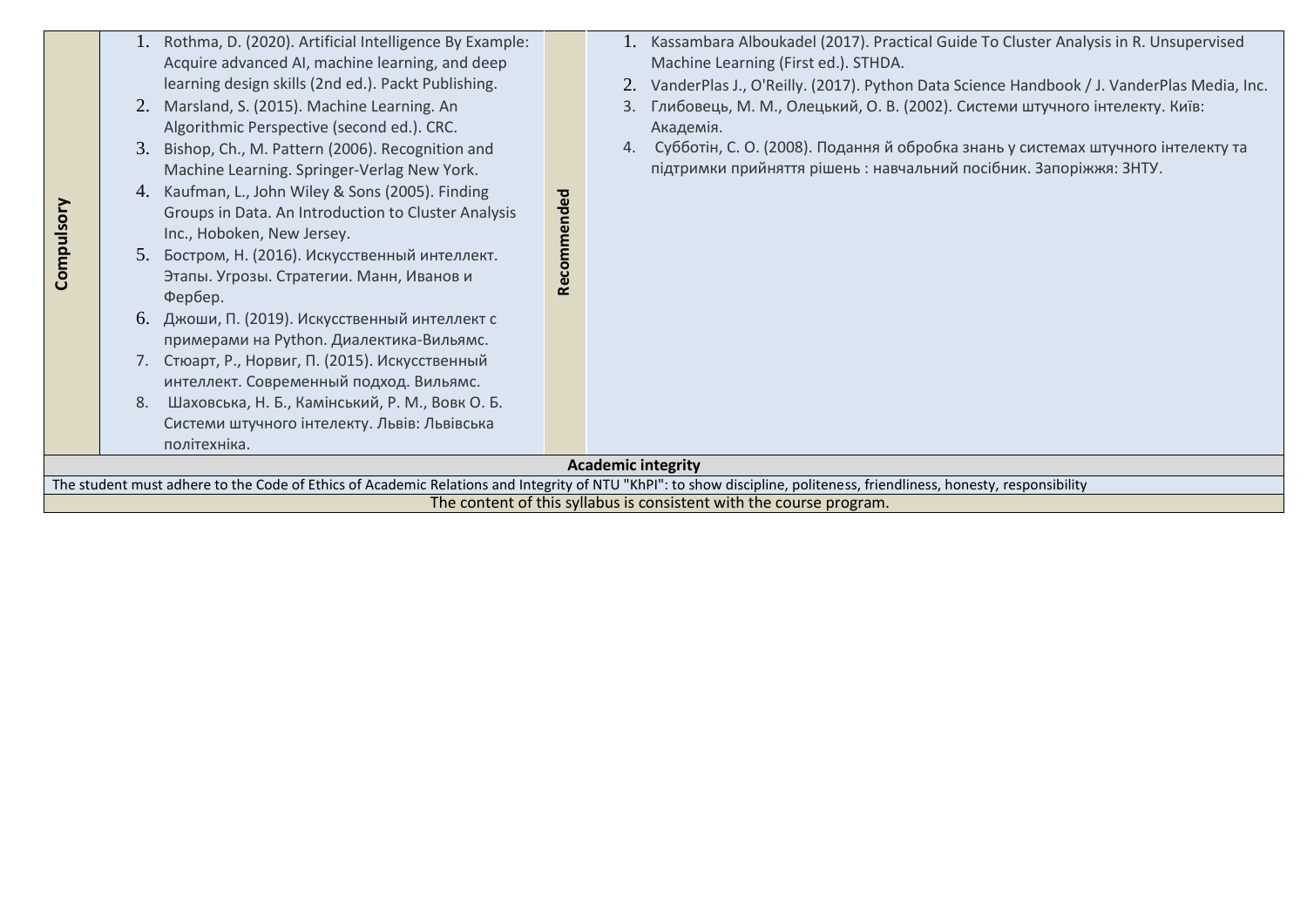| | | | |
|---|---|---|---|
| **Compulsory** | 1. Rothma, D. (2020). Artificial Intelligence By Example: Acquire advanced AI, machine learning, and deep learning design skills (2nd ed.). Packt Publishing.<br>2. Marsland, S. (2015). Machine Learning. An Algorithmic Perspective (second ed.). CRC.<br>3. Bishop, Ch., M. Pattern (2006). Recognition and Machine Learning. Springer-Verlag New York.<br>4. Kaufman, L., John Wiley & Sons (2005). Finding Groups in Data. An Introduction to Cluster Analysis Inc., Hoboken, New Jersey.<br>5. Бостром, Н. (2016). Искусственный интеллект. Этапы. Угрозы. Стратегии. Манн, Иванов и Фербер.<br>6. Джоши, П. (2019). Искусственный интеллект с примерами на Python. Диалектика-Вильямс.<br>7. Стюарт, Р., Норвиг, П. (2015). Искусственный интеллект. Современный подход. Вильямс.<br>8. Шаховська, Н. Б., Камінський, Р. М., Вовк О. Б. Системи штучного інтелекту. Львів: Львівська політехніка. | **Recommended** | 1. Kassambara Alboukadel (2017). Practical Guide To Cluster Analysis in R. Unsupervised Machine Learning (First ed.). STHDA.<br>2. VanderPlas J., O'Reilly. (2017). Python Data Science Handbook / J. VanderPlas Media, Inc.<br>3. Глибовець, М. М., Олецький, О. В. (2002). Системи штучного інтелекту. Київ: Академія.<br>4. Субботін, С. О. (2008). Подання й обробка знань у системах штучного інтелекту та підтримки прийняття рішень : навчальний посібник. Запоріжжя: ЗНТУ. |

**Academic integrity**

The student must adhere to the Code of Ethics of Academic Relations and Integrity of NTU "KhPI": to show discipline, politeness, friendliness, honesty, responsibility

The content of this syllabus is consistent with the course program.